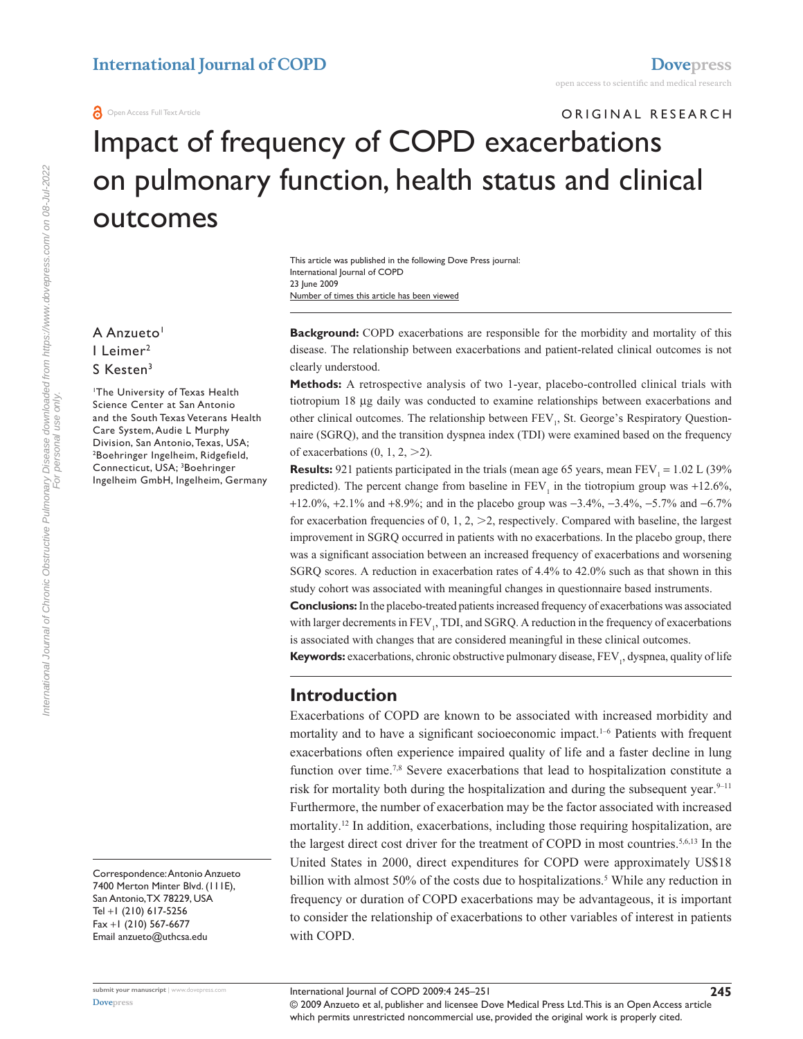ORIGINAL RESEARCH

# Impact of frequency of COPD exacerbations on pulmonary function, health status and clinical outcomes

This article was published in the following Dove Press journal:
International Journal of COPD
23 June 2009
Number of times this article has been viewed

A Anzueto[1]
I Leimer[2]
S Kesten[3]

[1]The University of Texas Health Science Center at San Antonio and the South Texas Veterans Health Care System, Audie L Murphy Division, San Antonio, Texas, USA; [2]Boehringer Ingelheim, Ridgefield, Connecticut, USA; [3]Boehringer Ingelheim GmbH, Ingelheim, Germany

Correspondence: Antonio Anzueto
7400 Merton Minter Blvd. (111E), San Antonio, TX 78229, USA
Tel +1 (210) 617-5256
Fax +1 (210) 567-6677
Email anzueto@uthcsa.edu

**Background:** COPD exacerbations are responsible for the morbidity and mortality of this disease. The relationship between exacerbations and patient-related clinical outcomes is not clearly understood.

**Methods:** A retrospective analysis of two 1-year, placebo-controlled clinical trials with tiotropium 18 μg daily was conducted to examine relationships between exacerbations and other clinical outcomes. The relationship between $FEV_1$, St. George's Respiratory Questionnaire (SGRQ), and the transition dyspnea index (TDI) were examined based on the frequency of exacerbations (0, 1, 2, >2).

**Results:** 921 patients participated in the trials (mean age 65 years, mean $FEV_1$ = 1.02 L (39% predicted). The percent change from baseline in $FEV_1$ in the tiotropium group was +12.6%, +12.0%, +2.1% and +8.9%; and in the placebo group was −3.4%, −3.4%, −5.7% and −6.7% for exacerbation frequencies of 0, 1, 2, >2, respectively. Compared with baseline, the largest improvement in SGRQ occurred in patients with no exacerbations. In the placebo group, there was a significant association between an increased frequency of exacerbations and worsening SGRQ scores. A reduction in exacerbation rates of 4.4% to 42.0% such as that shown in this study cohort was associated with meaningful changes in questionnaire based instruments.

**Conclusions:** In the placebo-treated patients increased frequency of exacerbations was associated with larger decrements in $FEV_1$, TDI, and SGRQ. A reduction in the frequency of exacerbations is associated with changes that are considered meaningful in these clinical outcomes.

**Keywords:** exacerbations, chronic obstructive pulmonary disease, $FEV_1$, dyspnea, quality of life

## Introduction

Exacerbations of COPD are known to be associated with increased morbidity and mortality and to have a significant socioeconomic impact.[1–6] Patients with frequent exacerbations often experience impaired quality of life and a faster decline in lung function over time.[7,8] Severe exacerbations that lead to hospitalization constitute a risk for mortality both during the hospitalization and during the subsequent year.[9–11] Furthermore, the number of exacerbation may be the factor associated with increased mortality.[12] In addition, exacerbations, including those requiring hospitalization, are the largest direct cost driver for the treatment of COPD in most countries.[5,6,13] In the United States in 2000, direct expenditures for COPD were approximately US$18 billion with almost 50% of the costs due to hospitalizations.[5] While any reduction in frequency or duration of COPD exacerbations may be advantageous, it is important to consider the relationship of exacerbations to other variables of interest in patients with COPD.

© 2009 Anzueto et al, publisher and licensee Dove Medical Press Ltd. This is an Open Access article which permits unrestricted noncommercial use, provided the original work is properly cited.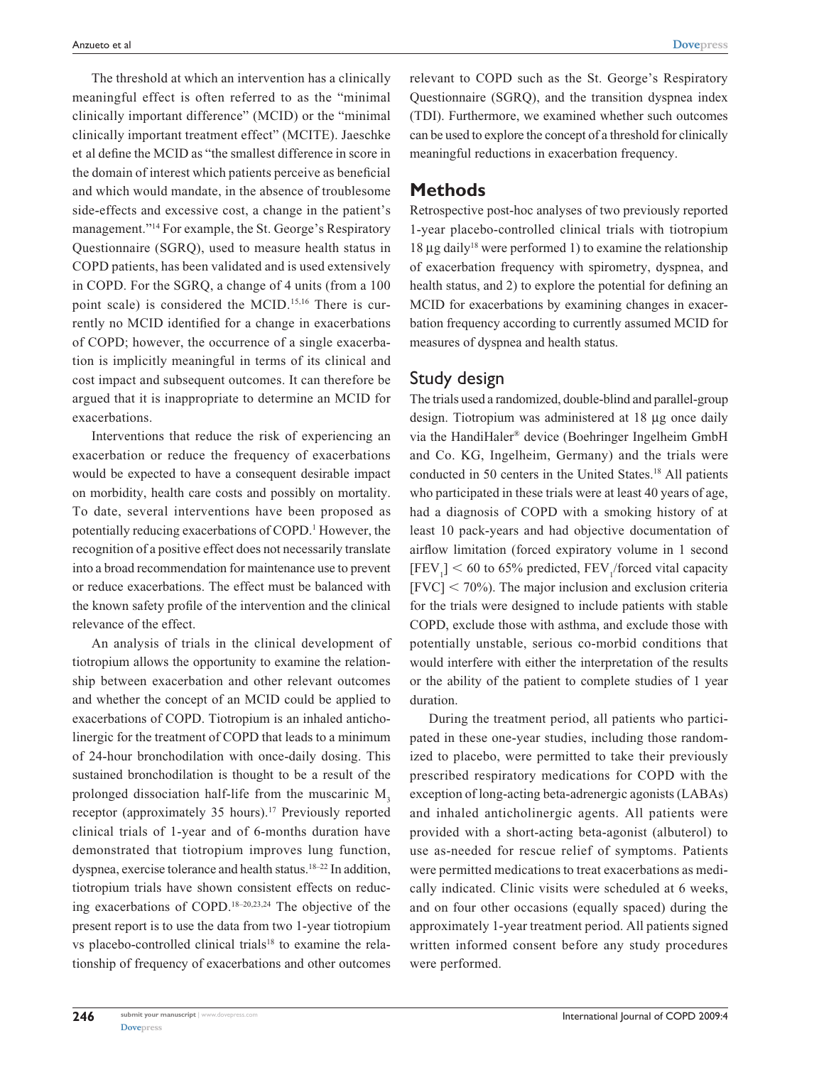The threshold at which an intervention has a clinically meaningful effect is often referred to as the "minimal clinically important difference" (MCID) or the "minimal clinically important treatment effect" (MCITE). Jaeschke et al define the MCID as "the smallest difference in score in the domain of interest which patients perceive as beneficial and which would mandate, in the absence of troublesome side-effects and excessive cost, a change in the patient's management."[14] For example, the St. George's Respiratory Questionnaire (SGRQ), used to measure health status in COPD patients, has been validated and is used extensively in COPD. For the SGRQ, a change of 4 units (from a 100 point scale) is considered the MCID.[15,16] There is currently no MCID identified for a change in exacerbations of COPD; however, the occurrence of a single exacerbation is implicitly meaningful in terms of its clinical and cost impact and subsequent outcomes. It can therefore be argued that it is inappropriate to determine an MCID for exacerbations.

Interventions that reduce the risk of experiencing an exacerbation or reduce the frequency of exacerbations would be expected to have a consequent desirable impact on morbidity, health care costs and possibly on mortality. To date, several interventions have been proposed as potentially reducing exacerbations of COPD.[1] However, the recognition of a positive effect does not necessarily translate into a broad recommendation for maintenance use to prevent or reduce exacerbations. The effect must be balanced with the known safety profile of the intervention and the clinical relevance of the effect.

An analysis of trials in the clinical development of tiotropium allows the opportunity to examine the relationship between exacerbation and other relevant outcomes and whether the concept of an MCID could be applied to exacerbations of COPD. Tiotropium is an inhaled anticholinergic for the treatment of COPD that leads to a minimum of 24-hour bronchodilation with once-daily dosing. This sustained bronchodilation is thought to be a result of the prolonged dissociation half-life from the muscarinic $M_3$ receptor (approximately 35 hours).[17] Previously reported clinical trials of 1-year and of 6-months duration have demonstrated that tiotropium improves lung function, dyspnea, exercise tolerance and health status.[18–22] In addition, tiotropium trials have shown consistent effects on reducing exacerbations of COPD.[18–20,23,24] The objective of the present report is to use the data from two 1-year tiotropium vs placebo-controlled clinical trials[18] to examine the relationship of frequency of exacerbations and other outcomes relevant to COPD such as the St. George's Respiratory Questionnaire (SGRQ), and the transition dyspnea index (TDI). Furthermore, we examined whether such outcomes can be used to explore the concept of a threshold for clinically meaningful reductions in exacerbation frequency.

## Methods

Retrospective post-hoc analyses of two previously reported 1-year placebo-controlled clinical trials with tiotropium 18 µg daily[18] were performed 1) to examine the relationship of exacerbation frequency with spirometry, dyspnea, and health status, and 2) to explore the potential for defining an MCID for exacerbations by examining changes in exacerbation frequency according to currently assumed MCID for measures of dyspnea and health status.

### Study design

The trials used a randomized, double-blind and parallel-group design. Tiotropium was administered at 18 µg once daily via the HandiHaler® device (Boehringer Ingelheim GmbH and Co. KG, Ingelheim, Germany) and the trials were conducted in 50 centers in the United States.[18] All patients who participated in these trials were at least 40 years of age, had a diagnosis of COPD with a smoking history of at least 10 pack-years and had objective documentation of airflow limitation (forced expiratory volume in 1 second [$FEV_1$] < 60 to 65% predicted, $FEV_1$/forced vital capacity [FVC] < 70%). The major inclusion and exclusion criteria for the trials were designed to include patients with stable COPD, exclude those with asthma, and exclude those with potentially unstable, serious co-morbid conditions that would interfere with either the interpretation of the results or the ability of the patient to complete studies of 1 year duration.

During the treatment period, all patients who participated in these one-year studies, including those randomized to placebo, were permitted to take their previously prescribed respiratory medications for COPD with the exception of long-acting beta-adrenergic agonists (LABAs) and inhaled anticholinergic agents. All patients were provided with a short-acting beta-agonist (albuterol) to use as-needed for rescue relief of symptoms. Patients were permitted medications to treat exacerbations as medically indicated. Clinic visits were scheduled at 6 weeks, and on four other occasions (equally spaced) during the approximately 1-year treatment period. All patients signed written informed consent before any study procedures were performed.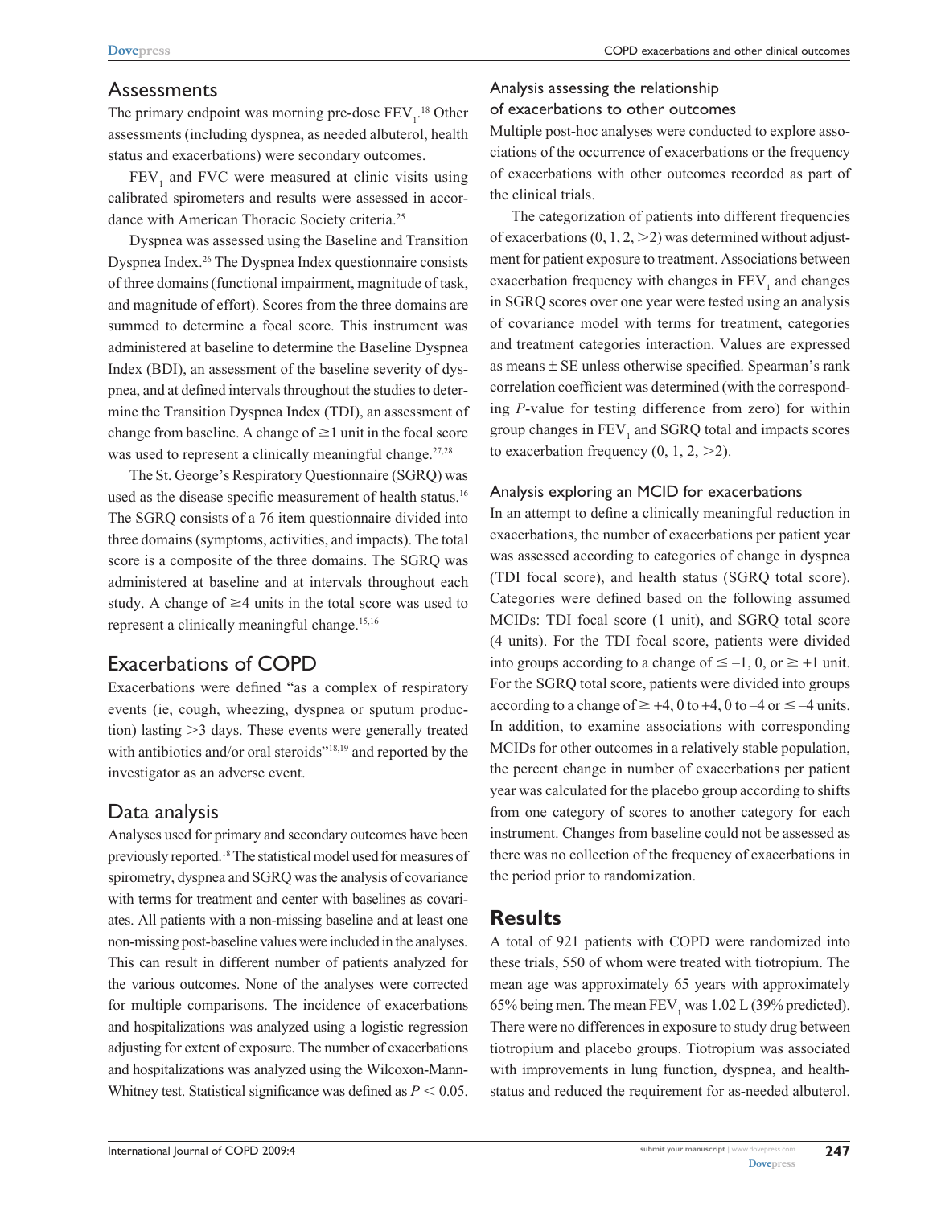## Assessments

The primary endpoint was morning pre-dose $FEV_1$.[18] Other assessments (including dyspnea, as needed albuterol, health status and exacerbations) were secondary outcomes.

$FEV_1$ and FVC were measured at clinic visits using calibrated spirometers and results were assessed in accordance with American Thoracic Society criteria.[25]

Dyspnea was assessed using the Baseline and Transition Dyspnea Index.[26] The Dyspnea Index questionnaire consists of three domains (functional impairment, magnitude of task, and magnitude of effort). Scores from the three domains are summed to determine a focal score. This instrument was administered at baseline to determine the Baseline Dyspnea Index (BDI), an assessment of the baseline severity of dyspnea, and at defined intervals throughout the studies to determine the Transition Dyspnea Index (TDI), an assessment of change from baseline. A change of $\geq 1$ unit in the focal score was used to represent a clinically meaningful change.[27,28]

The St. George's Respiratory Questionnaire (SGRQ) was used as the disease specific measurement of health status.[16] The SGRQ consists of a 76 item questionnaire divided into three domains (symptoms, activities, and impacts). The total score is a composite of the three domains. The SGRQ was administered at baseline and at intervals throughout each study. A change of $\geq 4$ units in the total score was used to represent a clinically meaningful change.[15,16]

## Exacerbations of COPD

Exacerbations were defined "as a complex of respiratory events (ie, cough, wheezing, dyspnea or sputum production) lasting $>3$ days. These events were generally treated with antibiotics and/or oral steroids"[18,19] and reported by the investigator as an adverse event.

## Data analysis

Analyses used for primary and secondary outcomes have been previously reported.[18] The statistical model used for measures of spirometry, dyspnea and SGRQ was the analysis of covariance with terms for treatment and center with baselines as covariates. All patients with a non-missing baseline and at least one non-missing post-baseline values were included in the analyses. This can result in different number of patients analyzed for the various outcomes. None of the analyses were corrected for multiple comparisons. The incidence of exacerbations and hospitalizations was analyzed using a logistic regression adjusting for extent of exposure. The number of exacerbations and hospitalizations was analyzed using the Wilcoxon-Mann-Whitney test. Statistical significance was defined as $P < 0.05$.

### Analysis assessing the relationship of exacerbations to other outcomes

Multiple post-hoc analyses were conducted to explore associations of the occurrence of exacerbations or the frequency of exacerbations with other outcomes recorded as part of the clinical trials.

The categorization of patients into different frequencies of exacerbations (0, 1, 2, $>2$) was determined without adjustment for patient exposure to treatment. Associations between exacerbation frequency with changes in $FEV_1$ and changes in SGRQ scores over one year were tested using an analysis of covariance model with terms for treatment, categories and treatment categories interaction. Values are expressed as means ± SE unless otherwise specified. Spearman's rank correlation coefficient was determined (with the corresponding *P*-value for testing difference from zero) for within group changes in $FEV_1$ and SGRQ total and impacts scores to exacerbation frequency (0, 1, 2, $>2$).

### Analysis exploring an MCID for exacerbations

In an attempt to define a clinically meaningful reduction in exacerbations, the number of exacerbations per patient year was assessed according to categories of change in dyspnea (TDI focal score), and health status (SGRQ total score). Categories were defined based on the following assumed MCIDs: TDI focal score (1 unit), and SGRQ total score (4 units). For the TDI focal score, patients were divided into groups according to a change of $\leq -1$, 0, or $\geq +1$ unit. For the SGRQ total score, patients were divided into groups according to a change of $\geq +4$, 0 to +4, 0 to –4 or $\leq -4$ units. In addition, to examine associations with corresponding MCIDs for other outcomes in a relatively stable population, the percent change in number of exacerbations per patient year was calculated for the placebo group according to shifts from one category of scores to another category for each instrument. Changes from baseline could not be assessed as there was no collection of the frequency of exacerbations in the period prior to randomization.

## Results

A total of 921 patients with COPD were randomized into these trials, 550 of whom were treated with tiotropium. The mean age was approximately 65 years with approximately 65% being men. The mean $FEV_1$ was 1.02 L (39% predicted). There were no differences in exposure to study drug between tiotropium and placebo groups. Tiotropium was associated with improvements in lung function, dyspnea, and health-status and reduced the requirement for as-needed albuterol.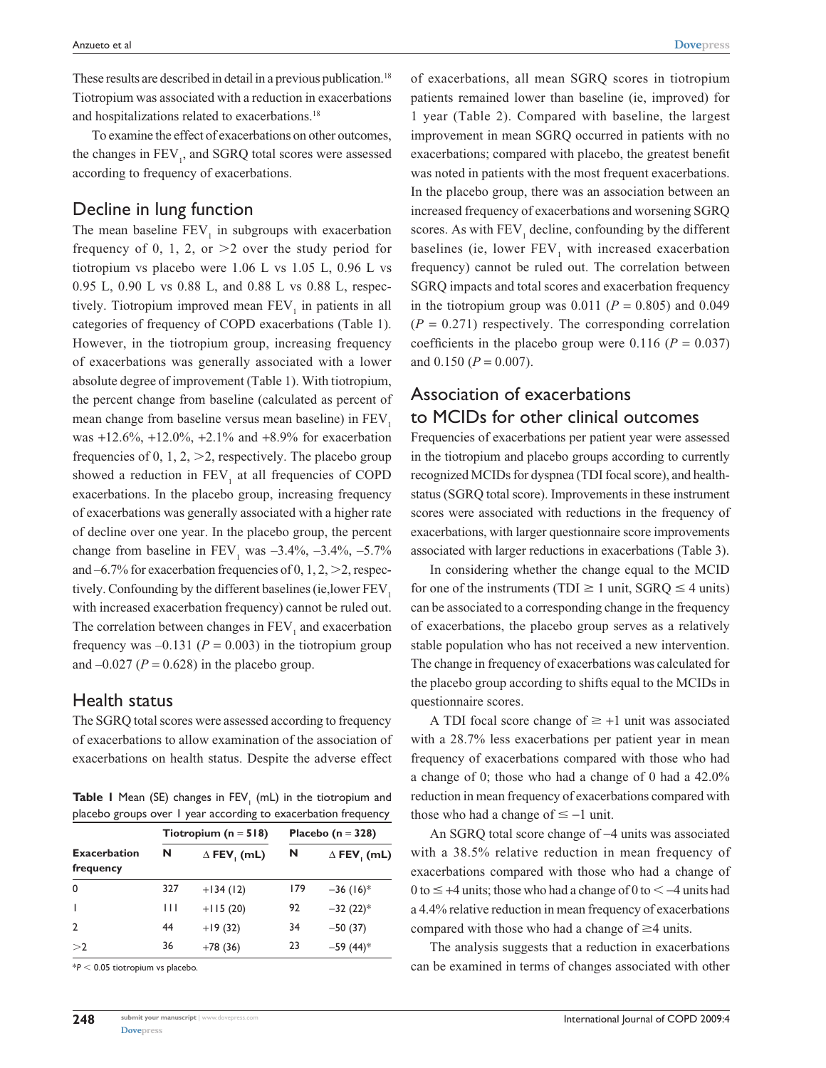These results are described in detail in a previous publication.[18] Tiotropium was associated with a reduction in exacerbations and hospitalizations related to exacerbations.[18]

To examine the effect of exacerbations on other outcomes, the changes in $FEV_1$, and SGRQ total scores were assessed according to frequency of exacerbations.

## Decline in lung function

The mean baseline $FEV_1$ in subgroups with exacerbation frequency of 0, 1, 2, or >2 over the study period for tiotropium vs placebo were 1.06 L vs 1.05 L, 0.96 L vs 0.95 L, 0.90 L vs 0.88 L, and 0.88 L vs 0.88 L, respectively. Tiotropium improved mean $FEV_1$ in patients in all categories of frequency of COPD exacerbations (Table 1). However, in the tiotropium group, increasing frequency of exacerbations was generally associated with a lower absolute degree of improvement (Table 1). With tiotropium, the percent change from baseline (calculated as percent of mean change from baseline versus mean baseline) in $FEV_1$ was +12.6%, +12.0%, +2.1% and +8.9% for exacerbation frequencies of 0, 1, 2, >2, respectively. The placebo group showed a reduction in $FEV_1$ at all frequencies of COPD exacerbations. In the placebo group, increasing frequency of exacerbations was generally associated with a higher rate of decline over one year. In the placebo group, the percent change from baseline in $FEV_1$ was –3.4%, –3.4%, –5.7% and –6.7% for exacerbation frequencies of 0, 1, 2, >2, respectively. Confounding by the different baselines (ie, lower $FEV_1$ with increased exacerbation frequency) cannot be ruled out. The correlation between changes in $FEV_1$ and exacerbation frequency was –0.131 ($P = 0.003$) in the tiotropium group and –0.027 ($P = 0.628$) in the placebo group.

## Health status

The SGRQ total scores were assessed according to frequency of exacerbations to allow examination of the association of exacerbations on health status. Despite the adverse effect of exacerbations, all mean SGRQ scores in tiotropium patients remained lower than baseline (ie, improved) for 1 year (Table 2). Compared with baseline, the largest improvement in mean SGRQ occurred in patients with no exacerbations; compared with placebo, the greatest benefit was noted in patients with the most frequent exacerbations. In the placebo group, there was an association between an increased frequency of exacerbations and worsening SGRQ scores. As with $FEV_1$ decline, confounding by the different baselines (ie, lower $FEV_1$ with increased exacerbation frequency) cannot be ruled out. The correlation between SGRQ impacts and total scores and exacerbation frequency in the tiotropium group was 0.011 ($P = 0.805$) and 0.049 ($P = 0.271$) respectively. The corresponding correlation coefficients in the placebo group were 0.116 ($P = 0.037$) and 0.150 ($P = 0.007$).

**Table 1** Mean (SE) changes in $FEV_1$ (mL) in the tiotropium and placebo groups over 1 year according to exacerbation frequency

| | Tiotropium (n = 518) | | Placebo (n = 328) | |
|---|---|---|---|---|
| **Exacerbation frequency** | **N** | **$\Delta$ $FEV_1$ (mL)** | **N** | **$\Delta$ $FEV_1$ (mL)** |
| 0 | 327 | +134 (12) | 179 | −36 (16)* |
| 1 | 111 | +115 (20) | 92 | −32 (22)* |
| 2 | 44 | +19 (32) | 34 | −50 (37) |
| >2 | 36 | +78 (36) | 23 | −59 (44)* |

*$P < 0.05$ tiotropium vs placebo.

## Association of exacerbations to MCIDs for other clinical outcomes

Frequencies of exacerbations per patient year were assessed in the tiotropium and placebo groups according to currently recognized MCIDs for dyspnea (TDI focal score), and health-status (SGRQ total score). Improvements in these instrument scores were associated with reductions in the frequency of exacerbations, with larger questionnaire score improvements associated with larger reductions in exacerbations (Table 3).

In considering whether the change equal to the MCID for one of the instruments (TDI ≥ 1 unit, SGRQ ≤ 4 units) can be associated to a corresponding change in the frequency of exacerbations, the placebo group serves as a relatively stable population who has not received a new intervention. The change in frequency of exacerbations was calculated for the placebo group according to shifts equal to the MCIDs in questionnaire scores.

A TDI focal score change of ≥ +1 unit was associated with a 28.7% less exacerbations per patient year in mean frequency of exacerbations compared with those who had a change of 0; those who had a change of 0 had a 42.0% reduction in mean frequency of exacerbations compared with those who had a change of ≤ −1 unit.

An SGRQ total score change of –4 units was associated with a 38.5% relative reduction in mean frequency of exacerbations compared with those who had a change of 0 to ≤ +4 units; those who had a change of 0 to < –4 units had a 4.4% relative reduction in mean frequency of exacerbations compared with those who had a change of ≥4 units.

The analysis suggests that a reduction in exacerbations can be examined in terms of changes associated with other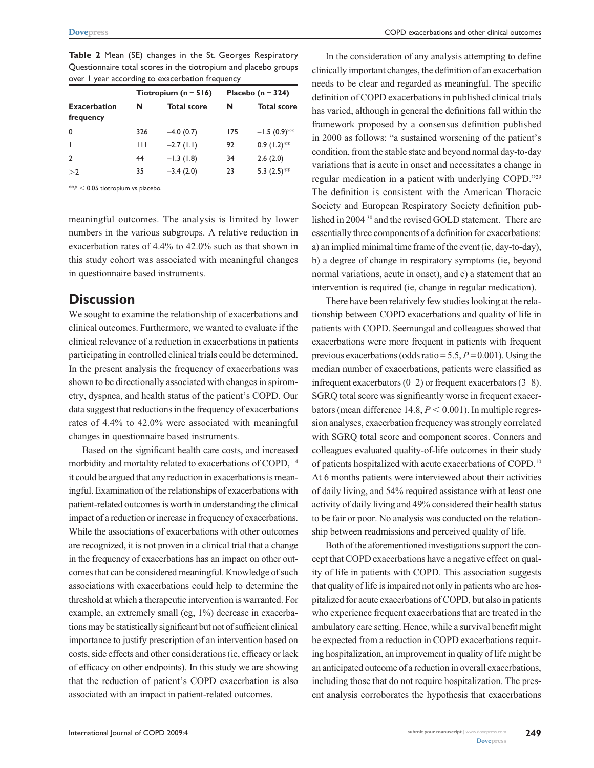**Table 2** Mean (SE) changes in the St. Georges Respiratory Questionnaire total scores in the tiotropium and placebo groups over 1 year according to exacerbation frequency

| Exacerbation frequency | Tiotropium (n = 516) | | Placebo (n = 324) | |
|---|---|---|---|---|
| | N | Total score | N | Total score |
| 0 | 326 | −4.0 (0.7) | 175 | −1.5 (0.9)** |
| 1 | 111 | −2.7 (1.1) | 92 | 0.9 (1.2)** |
| 2 | 44 | −1.3 (1.8) | 34 | 2.6 (2.0) |
| >2 | 35 | −3.4 (2.0) | 23 | 5.3 (2.5)** |

**$P < 0.05$ tiotropium vs placebo.

meaningful outcomes. The analysis is limited by lower numbers in the various subgroups. A relative reduction in exacerbation rates of 4.4% to 42.0% such as that shown in this study cohort was associated with meaningful changes in questionnaire based instruments.

## Discussion

We sought to examine the relationship of exacerbations and clinical outcomes. Furthermore, we wanted to evaluate if the clinical relevance of a reduction in exacerbations in patients participating in controlled clinical trials could be determined. In the present analysis the frequency of exacerbations was shown to be directionally associated with changes in spirometry, dyspnea, and health status of the patient's COPD. Our data suggest that reductions in the frequency of exacerbations rates of 4.4% to 42.0% were associated with meaningful changes in questionnaire based instruments.

Based on the significant health care costs, and increased morbidity and mortality related to exacerbations of COPD,[1–4] it could be argued that any reduction in exacerbations is meaningful. Examination of the relationships of exacerbations with patient-related outcomes is worth in understanding the clinical impact of a reduction or increase in frequency of exacerbations. While the associations of exacerbations with other outcomes are recognized, it is not proven in a clinical trial that a change in the frequency of exacerbations has an impact on other outcomes that can be considered meaningful. Knowledge of such associations with exacerbations could help to determine the threshold at which a therapeutic intervention is warranted. For example, an extremely small (eg, 1%) decrease in exacerbations may be statistically significant but not of sufficient clinical importance to justify prescription of an intervention based on costs, side effects and other considerations (ie, efficacy or lack of efficacy on other endpoints). In this study we are showing that the reduction of patient's COPD exacerbation is also associated with an impact in patient-related outcomes.

In the consideration of any analysis attempting to define clinically important changes, the definition of an exacerbation needs to be clear and regarded as meaningful. The specific definition of COPD exacerbations in published clinical trials has varied, although in general the definitions fall within the framework proposed by a consensus definition published in 2000 as follows: "a sustained worsening of the patient's condition, from the stable state and beyond normal day-to-day variations that is acute in onset and necessitates a change in regular medication in a patient with underlying COPD."[29] The definition is consistent with the American Thoracic Society and European Respiratory Society definition published in 2004 [30] and the revised GOLD statement.[1] There are essentially three components of a definition for exacerbations: a) an implied minimal time frame of the event (ie, day-to-day), b) a degree of change in respiratory symptoms (ie, beyond normal variations, acute in onset), and c) a statement that an intervention is required (ie, change in regular medication).

There have been relatively few studies looking at the relationship between COPD exacerbations and quality of life in patients with COPD. Seemungal and colleagues showed that exacerbations were more frequent in patients with frequent previous exacerbations (odds ratio = 5.5, $P = 0.001$). Using the median number of exacerbations, patients were classified as infrequent exacerbators (0–2) or frequent exacerbators (3–8). SGRQ total score was significantly worse in frequent exacerbators (mean difference 14.8, $P < 0.001$). In multiple regression analyses, exacerbation frequency was strongly correlated with SGRQ total score and component scores. Conners and colleagues evaluated quality-of-life outcomes in their study of patients hospitalized with acute exacerbations of COPD.[10] At 6 months patients were interviewed about their activities of daily living, and 54% required assistance with at least one activity of daily living and 49% considered their health status to be fair or poor. No analysis was conducted on the relationship between readmissions and perceived quality of life.

Both of the aforementioned investigations support the concept that COPD exacerbations have a negative effect on quality of life in patients with COPD. This association suggests that quality of life is impaired not only in patients who are hospitalized for acute exacerbations of COPD, but also in patients who experience frequent exacerbations that are treated in the ambulatory care setting. Hence, while a survival benefit might be expected from a reduction in COPD exacerbations requiring hospitalization, an improvement in quality of life might be an anticipated outcome of a reduction in overall exacerbations, including those that do not require hospitalization. The present analysis corroborates the hypothesis that exacerbations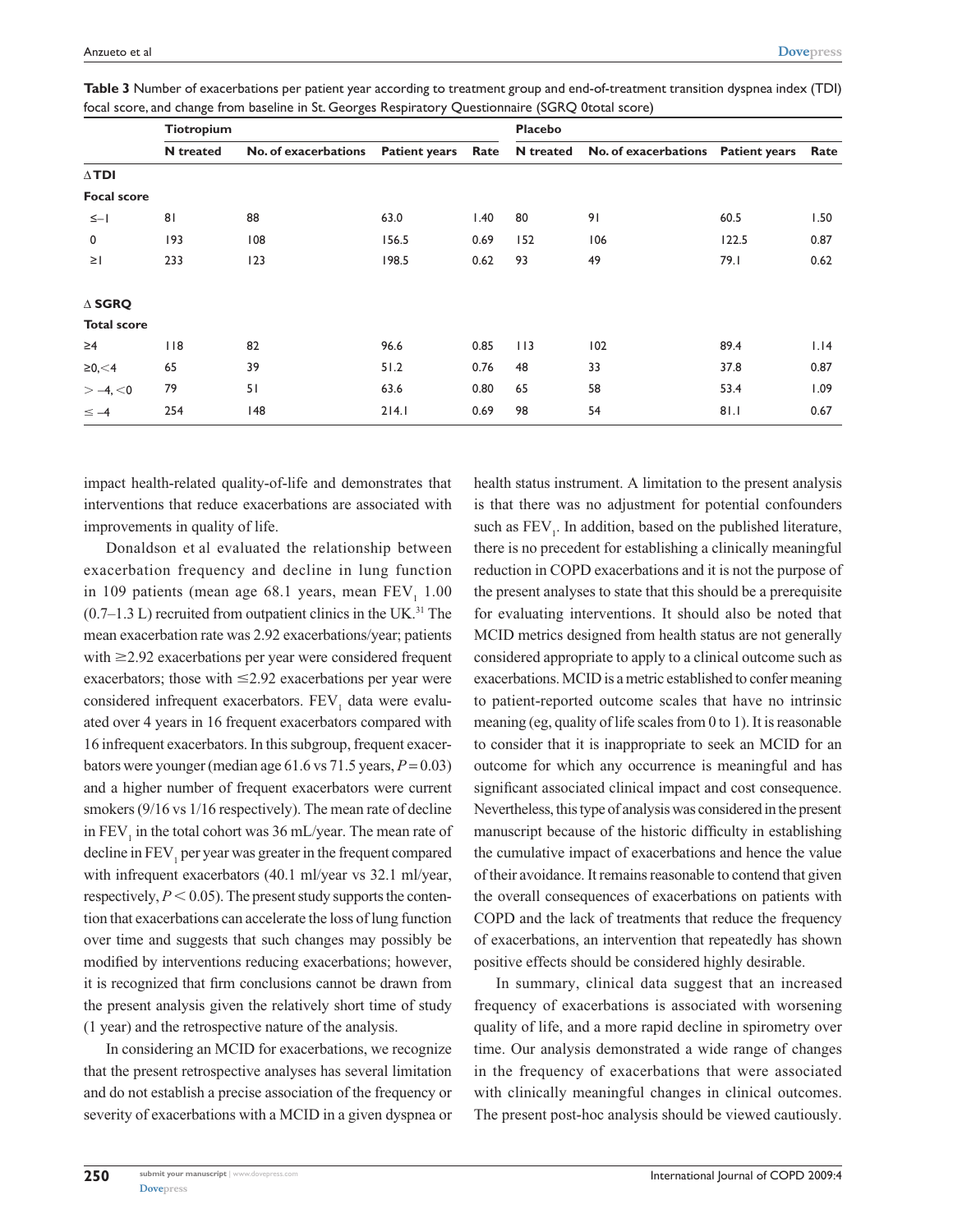**Table 3** Number of exacerbations per patient year according to treatment group and end-of-treatment transition dyspnea index (TDI) focal score, and change from baseline in St. Georges Respiratory Questionnaire (SGRQ 0total score)

| | Tiotropium | | | | Placebo | | | |
|---|---|---|---|---|---|---|---|---|
| | N treated | No. of exacerbations | Patient years | Rate | N treated | No. of exacerbations | Patient years | Rate |
| **ΔTDI** | | | | | | | | |
| **Focal score** | | | | | | | | |
| ≤–1 | 81 | 88 | 63.0 | 1.40 | 80 | 91 | 60.5 | 1.50 |
| 0 | 193 | 108 | 156.5 | 0.69 | 152 | 106 | 122.5 | 0.87 |
| ≥1 | 233 | 123 | 198.5 | 0.62 | 93 | 49 | 79.1 | 0.62 |
| **Δ SGRQ** | | | | | | | | |
| **Total score** | | | | | | | | |
| ≥4 | 118 | 82 | 96.6 | 0.85 | 113 | 102 | 89.4 | 1.14 |
| ≥0,<4 | 65 | 39 | 51.2 | 0.76 | 48 | 33 | 37.8 | 0.87 |
| > –4, <0 | 79 | 51 | 63.6 | 0.80 | 65 | 58 | 53.4 | 1.09 |
| ≤ –4 | 254 | 148 | 214.1 | 0.69 | 98 | 54 | 81.1 | 0.67 |

impact health-related quality-of-life and demonstrates that interventions that reduce exacerbations are associated with improvements in quality of life.

Donaldson et al evaluated the relationship between exacerbation frequency and decline in lung function in 109 patients (mean age 68.1 years, mean $FEV_1$ 1.00 (0.7–1.3 L) recruited from outpatient clinics in the UK.[31] The mean exacerbation rate was 2.92 exacerbations/year; patients with ≥2.92 exacerbations per year were considered frequent exacerbators; those with ≤2.92 exacerbations per year were considered infrequent exacerbators. $FEV_1$ data were evaluated over 4 years in 16 frequent exacerbators compared with 16 infrequent exacerbators. In this subgroup, frequent exacerbators were younger (median age 61.6 vs 71.5 years, $P = 0.03$) and a higher number of frequent exacerbators were current smokers (9/16 vs 1/16 respectively). The mean rate of decline in $FEV_1$ in the total cohort was 36 mL/year. The mean rate of decline in $FEV_1$ per year was greater in the frequent compared with infrequent exacerbators (40.1 ml/year vs 32.1 ml/year, respectively, $P < 0.05$). The present study supports the contention that exacerbations can accelerate the loss of lung function over time and suggests that such changes may possibly be modified by interventions reducing exacerbations; however, it is recognized that firm conclusions cannot be drawn from the present analysis given the relatively short time of study (1 year) and the retrospective nature of the analysis.

In considering an MCID for exacerbations, we recognize that the present retrospective analyses has several limitation and do not establish a precise association of the frequency or severity of exacerbations with a MCID in a given dyspnea or health status instrument. A limitation to the present analysis is that there was no adjustment for potential confounders such as $FEV_1$. In addition, based on the published literature, there is no precedent for establishing a clinically meaningful reduction in COPD exacerbations and it is not the purpose of the present analyses to state that this should be a prerequisite for evaluating interventions. It should also be noted that MCID metrics designed from health status are not generally considered appropriate to apply to a clinical outcome such as exacerbations. MCID is a metric established to confer meaning to patient-reported outcome scales that have no intrinsic meaning (eg, quality of life scales from 0 to 1). It is reasonable to consider that it is inappropriate to seek an MCID for an outcome for which any occurrence is meaningful and has significant associated clinical impact and cost consequence. Nevertheless, this type of analysis was considered in the present manuscript because of the historic difficulty in establishing the cumulative impact of exacerbations and hence the value of their avoidance. It remains reasonable to contend that given the overall consequences of exacerbations on patients with COPD and the lack of treatments that reduce the frequency of exacerbations, an intervention that repeatedly has shown positive effects should be considered highly desirable.

In summary, clinical data suggest that an increased frequency of exacerbations is associated with worsening quality of life, and a more rapid decline in spirometry over time. Our analysis demonstrated a wide range of changes in the frequency of exacerbations that were associated with clinically meaningful changes in clinical outcomes. The present post-hoc analysis should be viewed cautiously.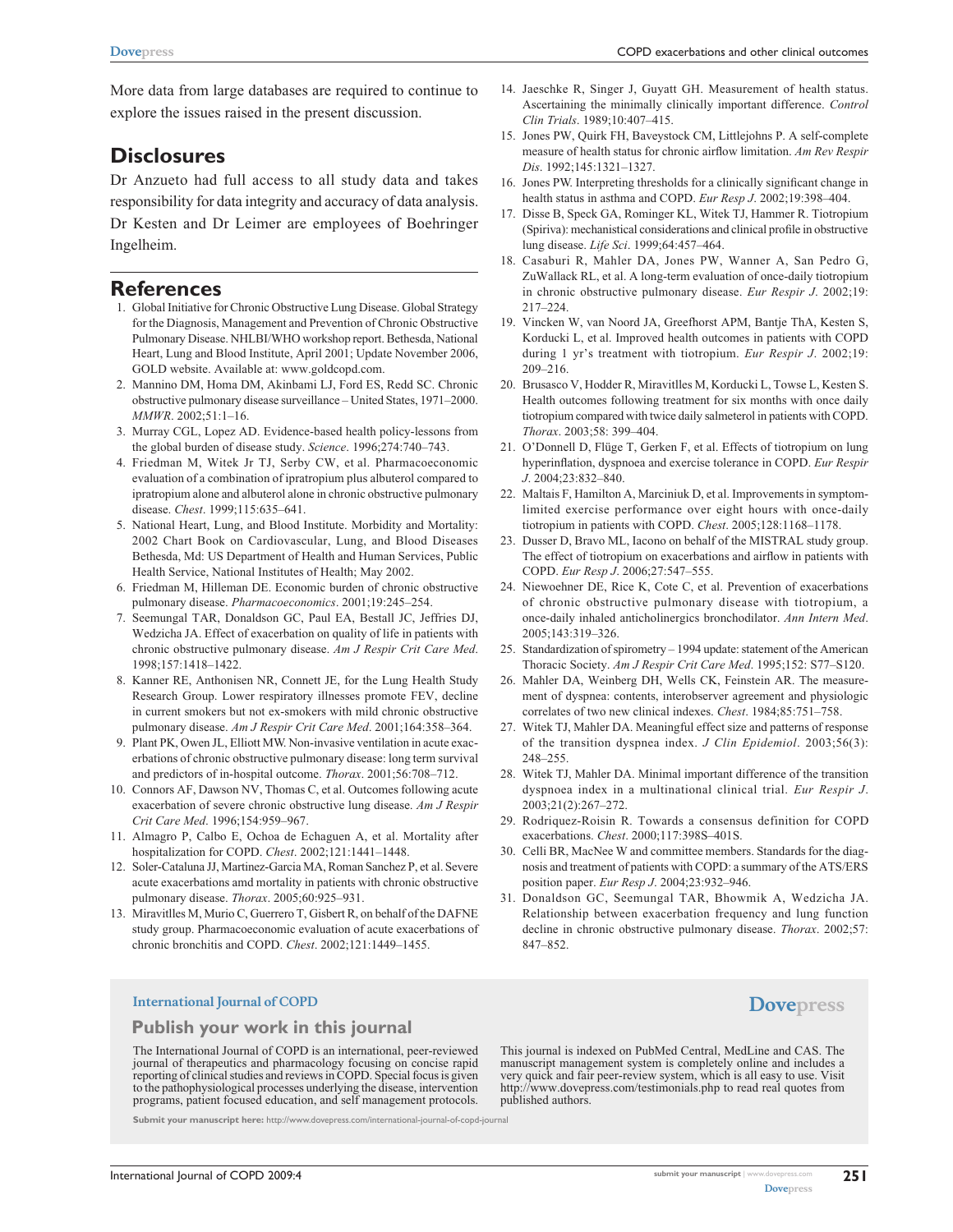More data from large databases are required to continue to explore the issues raised in the present discussion.

## Disclosures

Dr Anzueto had full access to all study data and takes responsibility for data integrity and accuracy of data analysis. Dr Kesten and Dr Leimer are employees of Boehringer Ingelheim.

## References

1. Global Initiative for Chronic Obstructive Lung Disease. Global Strategy for the Diagnosis, Management and Prevention of Chronic Obstructive Pulmonary Disease. NHLBI/WHO workshop report. Bethesda, National Heart, Lung and Blood Institute, April 2001; Update November 2006, GOLD website. Available at: www.goldcopd.com.
2. Mannino DM, Homa DM, Akinbami LJ, Ford ES, Redd SC. Chronic obstructive pulmonary disease surveillance – United States, 1971–2000. *MMWR*. 2002;51:1–16.
3. Murray CGL, Lopez AD. Evidence-based health policy-lessons from the global burden of disease study. *Science*. 1996;274:740–743.
4. Friedman M, Witek Jr TJ, Serby CW, et al. Pharmacoeconomic evaluation of a combination of ipratropium plus albuterol compared to ipratropium alone and albuterol alone in chronic obstructive pulmonary disease. *Chest*. 1999;115:635–641.
5. National Heart, Lung, and Blood Institute. Morbidity and Mortality: 2002 Chart Book on Cardiovascular, Lung, and Blood Diseases Bethesda, Md: US Department of Health and Human Services, Public Health Service, National Institutes of Health; May 2002.
6. Friedman M, Hilleman DE. Economic burden of chronic obstructive pulmonary disease. *Pharmacoeconomics*. 2001;19:245–254.
7. Seemungal TAR, Donaldson GC, Paul EA, Bestall JC, Jeffries DJ, Wedzicha JA. Effect of exacerbation on quality of life in patients with chronic obstructive pulmonary disease. *Am J Respir Crit Care Med*. 1998;157:1418–1422.
8. Kanner RE, Anthonisen NR, Connett JE, for the Lung Health Study Research Group. Lower respiratory illnesses promote FEV, decline in current smokers but not ex-smokers with mild chronic obstructive pulmonary disease. *Am J Respir Crit Care Med*. 2001;164:358–364.
9. Plant PK, Owen JL, Elliott MW. Non-invasive ventilation in acute exacerbations of chronic obstructive pulmonary disease: long term survival and predictors of in-hospital outcome. *Thorax*. 2001;56:708–712.
10. Connors AF, Dawson NV, Thomas C, et al. Outcomes following acute exacerbation of severe chronic obstructive lung disease. *Am J Respir Crit Care Med*. 1996;154:959–967.
11. Almagro P, Calbo E, Ochoa de Echaguen A, et al. Mortality after hospitalization for COPD. *Chest*. 2002;121:1441–1448.
12. Soler-Cataluna JJ, Martinez-Garcia MA, Roman Sanchez P, et al. Severe acute exacerbations amd mortality in patients with chronic obstructive pulmonary disease. *Thorax*. 2005;60:925–931.
13. Miravitlles M, Murio C, Guerrero T, Gisbert R, on behalf of the DAFNE study group. Pharmacoeconomic evaluation of acute exacerbations of chronic bronchitis and COPD. *Chest*. 2002;121:1449–1455.
14. Jaeschke R, Singer J, Guyatt GH. Measurement of health status. Ascertaining the minimally clinically important difference. *Control Clin Trials*. 1989;10:407–415.
15. Jones PW, Quirk FH, Baveystock CM, Littlejohns P. A self-complete measure of health status for chronic airflow limitation. *Am Rev Respir Dis*. 1992;145:1321–1327.
16. Jones PW. Interpreting thresholds for a clinically significant change in health status in asthma and COPD. *Eur Resp J*. 2002;19:398–404.
17. Disse B, Speck GA, Rominger KL, Witek TJ, Hammer R. Tiotropium (Spiriva): mechanistical considerations and clinical profile in obstructive lung disease. *Life Sci*. 1999;64:457–464.
18. Casaburi R, Mahler DA, Jones PW, Wanner A, San Pedro G, ZuWallack RL, et al. A long-term evaluation of once-daily tiotropium in chronic obstructive pulmonary disease. *Eur Respir J*. 2002;19: 217–224.
19. Vincken W, van Noord JA, Greefhorst APM, Bantje ThA, Kesten S, Korducki L, et al. Improved health outcomes in patients with COPD during 1 yr's treatment with tiotropium. *Eur Respir J*. 2002;19: 209–216.
20. Brusasco V, Hodder R, Miravitlles M, Korducki L, Towse L, Kesten S. Health outcomes following treatment for six months with once daily tiotropium compared with twice daily salmeterol in patients with COPD. *Thorax*. 2003;58: 399–404.
21. O'Donnell D, Flüge T, Gerken F, et al. Effects of tiotropium on lung hyperinflation, dyspnoea and exercise tolerance in COPD. *Eur Respir J*. 2004;23:832–840.
22. Maltais F, Hamilton A, Marciniuk D, et al. Improvements in symptom-limited exercise performance over eight hours with once-daily tiotropium in patients with COPD. *Chest*. 2005;128:1168–1178.
23. Dusser D, Bravo ML, Iacono on behalf of the MISTRAL study group. The effect of tiotropium on exacerbations and airflow in patients with COPD. *Eur Resp J*. 2006;27:547–555.
24. Niewoehner DE, Rice K, Cote C, et al. Prevention of exacerbations of chronic obstructive pulmonary disease with tiotropium, a once-daily inhaled anticholinergics bronchodilator. *Ann Intern Med*. 2005;143:319–326.
25. Standardization of spirometry – 1994 update: statement of the American Thoracic Society. *Am J Respir Crit Care Med*. 1995;152: S77–S120.
26. Mahler DA, Weinberg DH, Wells CK, Feinstein AR. The measurement of dyspnea: contents, interobserver agreement and physiologic correlates of two new clinical indexes. *Chest*. 1984;85:751–758.
27. Witek TJ, Mahler DA. Meaningful effect size and patterns of response of the transition dyspnea index. *J Clin Epidemiol*. 2003;56(3): 248–255.
28. Witek TJ, Mahler DA. Minimal important difference of the transition dyspnoea index in a multinational clinical trial. *Eur Respir J*. 2003;21(2):267–272.
29. Rodriquez-Roisin R. Towards a consensus definition for COPD exacerbations. *Chest*. 2000;117:398S–401S.
30. Celli BR, MacNee W and committee members. Standards for the diagnosis and treatment of patients with COPD: a summary of the ATS/ERS position paper. *Eur Resp J*. 2004;23:932–946.
31. Donaldson GC, Seemungal TAR, Bhowmik A, Wedzicha JA. Relationship between exacerbation frequency and lung function decline in chronic obstructive pulmonary disease. *Thorax*. 2002;57: 847–852.

**International Journal of COPD**

**Publish your work in this journal**

The International Journal of COPD is an international, peer-reviewed journal of therapeutics and pharmacology focusing on concise rapid reporting of clinical studies and reviews in COPD. Special focus is given to the pathophysiological processes underlying the disease, intervention programs, patient focused education, and self management protocols. This journal is indexed on PubMed Central, MedLine and CAS. The manuscript management system is completely online and includes a very quick and fair peer-review system, which is all easy to use. Visit http://www.dovepress.com/testimonials.php to read real quotes from published authors.

**Submit your manuscript here:** http://www.dovepress.com/international-journal-of-copd-journal